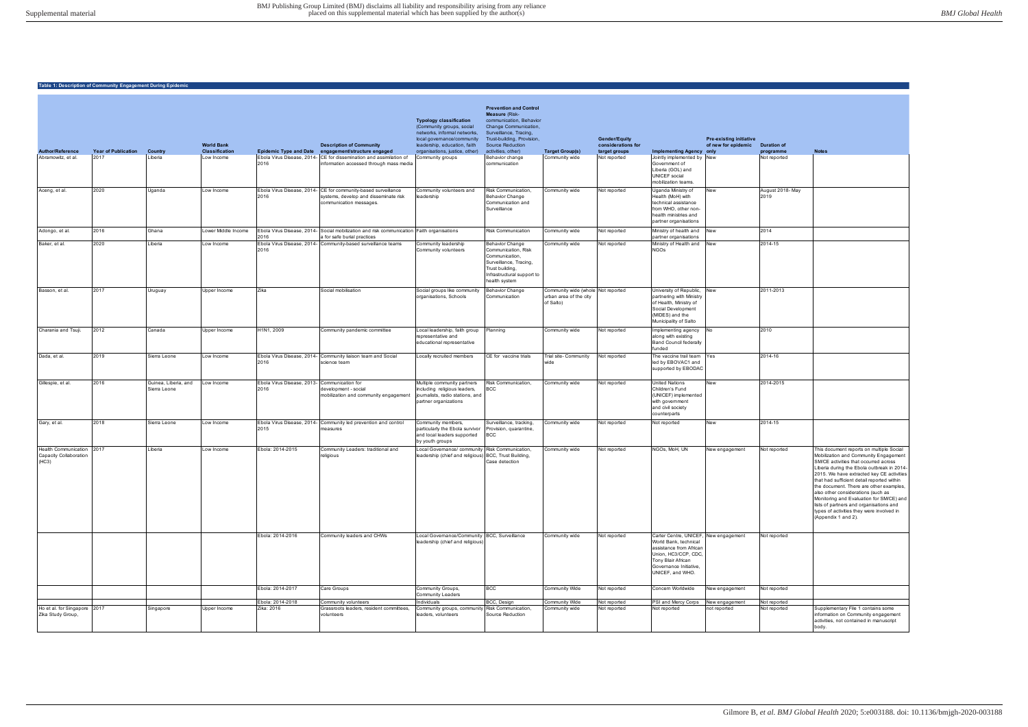**Table 1: Description of Community Engagement During Epidemic**

| Author/Reference | Year of Publication | Country | World Bank Classification | Epidemic Type and Date | Description of Community engagement/structure engaged | Typology classification (Community groups, social networks, informal networks, local governance/community leadership, education, faith organisations, justice, other) | Prevention and Control Measure (Risk-communication, Behavior Change Communication, Surveillance, Tracing, Trust-building, Provision, Source Reduction activities, other) | Target Group(s) | Gender/Equity considerations for target groups | Implementing Agency only | Pre-existing initiative of new for epidemic | Duration of programme | Notes |
|---|---|---|---|---|---|---|---|---|---|---|---|---|---|
| Abramowitz, et al. | 2017 | Liberia | Low Income | Ebola Virus Disease, 2014-2016 | CE for dissemination and assimilation of information accessed through mass media | Community groups | Behavior change communication | Community wide | Not reported | Jointly implemented by Government of Liberia (GOL) and UNICEF social mobilization teams. | New | Not reported | |
| Aceng, et al. | 2020 | Uganda | Low Income | Ebola Virus Disease, 2014-2016 | CE for community-based surveillance systems, develop and disseminate risk communication messages. | Community volunteers and leadership | Risk Communication, Behavior Change Communication and Surveillance | Community wide | Not reported | Uganda Ministry of Health (MoH) with technical assistance from WHO, other non-health ministries and partner organisations | New | August 2018- May 2019 | |
| Adongo, et al. | 2016 | Ghana | Lower Middle Income | Ebola Virus Disease, 2014-2016 | Social mobilization and risk communication a for safe burial practices | Faith organisations | Risk Communication | Community wide | Not reported | Ministry of health and partner organisations | New | 2014 | |
| Baker, et al. | 2020 | Liberia | Low Income | Ebola Virus Disease, 2014-2016 | Community-based surveillance teams | Community leadership Community volunteers | Behavior Change Communication, Risk Communication, Surveillance, Tracing, Trust building, Infrastructural support to health system | Community wide | Not reported | Ministry of Health and NGOs | New | 2014-15 | |
| Basson, et al. | 2017 | Uruguay | Upper Income | Zika | Social mobilisation | Social groups like community organisations, Schools | Behavior Change Communication | Community wide (whole urban area of the city of Salto) | Not reported | University of Republic, partnering with Ministry of Health, Ministry of Social Development (MIDES) and the Municipality of Salto | New | 2011-2013 | |
| Charania and Tsuji. | 2012 | Canada | Upper Income | H1N1, 2009 | Community pandemic committee | Local leadership, faith group representative and educational representative | Planning | Community wide | Not reported | Implementing agency along with existing Band Council federally funded | No | 2010 | |
| Dada, et al. | 2019 | Sierra Leone | Low Income | Ebola Virus Disease, 2014-2016 | Community liaison team and Social science team | Locally recruited members | CE for vaccine trials | Trial site- Community wide | Not reported | The vaccine trail team led by EBOVAC1 and supported by EBODAC | Yes | 2014-16 | |
| Gillespie, et al. | 2016 | Guinea, Liberia, and Sierra Leone | Low Income | Ebola Virus Disease, 2013-2016 | Communication for development - social mobilization and community engagement | Multiple community partners including religious leaders, journalists, radio stations, and partner organizations | Risk Communication, BCC | Community wide | Not reported | United Nations Children's Fund (UNICEF) implemented with government and civil society counterparts | New | 2014-2015 | |
| Gary, et al. | 2018 | Sierra Leone | Low Income | Ebola Virus Disease, 2014-2015 | Community led prevention and control measures | Community members, particularly the Ebola survivor and local leaders supported by youth groups | Surveillance, tracking, Provision, quarantine, BCC | Community wide | Not reported | Not reported | New | 2014-15 | |
| Health Communication Capacity Collaboration (HC3) | 2017 | Liberia | Low Income | Ebola: 2014-2015 | Community Leaders: traditional and religious | Local Governance/ community leadership (chief and religious) | Risk Communication, BCC, Trust Building, Case detection | Community wide | Not reported | NGOs, MoH, UN | New engagement | Not reported | This document reports on multiple Social Mobilization and Community Engagement SM/CE activities that occurred across Liberia during the Ebola outbreak in 2014-2015. We have extracted key CE activities that had sufficient detail reported within the document. There are other examples, also other considerations (such as Monitoring and Evaluation for SM/CE) and lists of partners and organisations and types of activities they were involved in (Appendix 1 and 2). |
| | | | | Ebola: 2014-2016 | Community leaders and CHWs | Local Governance/Community leadership (chief and religious) | BCC, Surveillance | Community wide | Not reported | Carter Centre, UNICEF, World Bank, technical assistance from African Union, HC3/CCP, CDC, Tony Blair African Governance Initiative, UNICEF, and WHO. | New engagement | Not reported | |
| | | | | Ebola: 2014-2017 | Care Groups | Community Groups, Community Leaders | BCC | Community Wide | Not reported | Concern Worldwide | New engagement | Not reported | |
| | | | | Ebola: 2014-2018 | Community volunteers | Individuals | BCC, Design | Community Wide | Not reported | PSI and Mercy Corps | New engagement | Not reported | |
| Ho et al. for Singapore Zika Study Group, | 2017 | Singapore | Upper Income | Zika: 2016 | Grassroots leaders, resident committees, volunteers | Community groups, community leaders, volunteers | Risk Communication, Source Reduction | Community wide | Not reported | Not reported | not reported | Not reported | Supplementary File 1 contains some information on Community engagement activities, not contained in manuscript body. |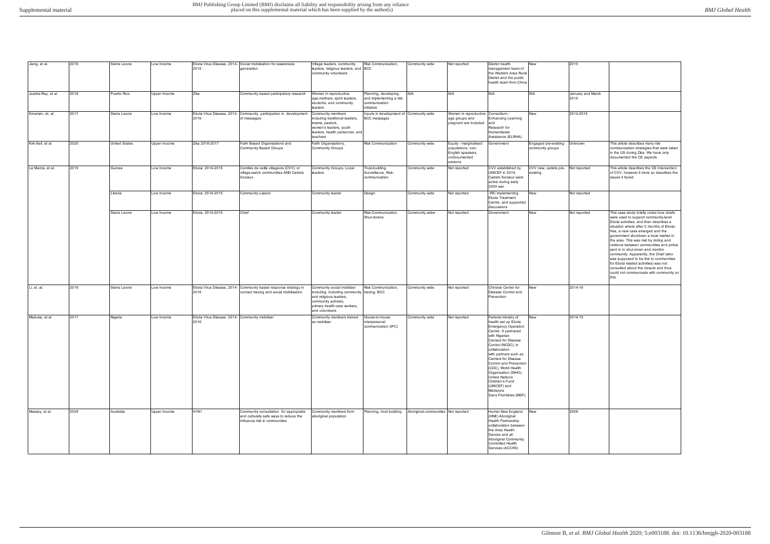| Jiang, et al. | 2016 | Sierra Leone | Low Income | Ebola Virus Disease, 2014-2015 | Social mobilization for awareness generation | Village leaders, community leaders, religious leaders, and community volunteers | Risk Communication, BCC | Community wide | Not reported | District health management team of the Western Area Rural District and the public health team from China | New | 2015 | |
|---|---|---|---|---|---|---|---|---|---|---|---|---|---|
| Juarbe-Rey, et al. | 2018 | Puerto Rico | Upper Income | Zika | Community based participatory research | Women in reproductive age,mothers, sport leaders, students, and community leaders | Planning, developing, and implementing a risk communication initiative | N/A | N/A | N/A | N/A | January and March 2015 | |
| Kinsman, et. al. | 2017 | Sierra Leone | Low Income | Ebola Virus Disease, 2013-2016 | Community participation in development of messages | Community members including traditional leaders, imams, pastors, women's leaders, youth leaders, health personnel, and teachers | Inputs in development of BCC messages | Community wide | Women in reproductive age groups and pregnant are included | Consortium - Enhancing Learning and Research for Humanitarian Assistance (ELRHA) | New | 2014-2015 | |
| Kirk-Sell, et al. | 2020 | United States | Upper Income | Zika 2016-2017 | Faith Based Organisations and Community Based Groups | Faith Organisations, Community Groups | Risk Communication | Community wide | Equity - marginalised populations, non-English speakers, undocumented persons | Government | Engaged pre-existing community groups | Unknown | This article describes many risk communication strategies that were taken in the US during Zika. We have only documented the CE aspects. |
| Le Marcis, et al. | 2019 | Guinea | Low Income | Ebola: 2014-2015 | Comités de veille villageois (CVV), or village-watch communities AND Cadets Sociaux | Community Groups, Local leaders | Trust-building, Surveillance, Risk-communication | Community wide | Not reported | CVV established by UNICEF in 2014. Cadets Sociaux were active during early 2000 war. | CVV new, cadets pre-existing | Not reported | This article describes the CE intervention of CVV, however it more so describes the issues it faced. |
| | | Liberia | Low Income | Ebola: 2014-2015 | Community Liaison | Community leader | Design | Community wide | Not reported | IRC implementing Ebola Treatment Centre, and supported discussions | New | Not reported | |
| | | Sierra Leone | Low Income | Ebola: 2014-2015 | Chief | Community leader | Risk-Communication, Shut-downs | Community wider | Not reported | Government | New | Not reported | This case study briefly notes how chiefs were used to support community-level Ebola activities, and then describes a situation where after 2 months of Ebola-free, a new case emerged and the government shutdown a local market in the area. This was met by rioting and violence between communities and police sent in to shut-down and monitor community. Apparently, the Chief (who was supposed to be link to communities for Ebola related activities) was not consulted about the closure and thus could not communicate with community on this. |
| Li, et. al. | 2016 | Sierra Leone | Low Income | Ebola Virus Disease, 2014-2016 | Community based response strategy in contact tracing and social mobilisation | Community social mobilizer including including community and religious leaders, community activists, primary health-care workers, and volunteers | Risk Communication, tracing, BCC | Community wide | Not reported | Chinese Center for Disease Control and Prevention | New | 2014-16 | |
| Maduka, et.al | 2017 | Nigeria | Low Income | Ebola Virus Disease, 2014-2016 | Community mobiliser | Community members trained as mobiliser | House-to-house interpersonal communication (IPC) | Community wide | Not reported | Federal ministry of health set up Ebola Emergency Operation Centre. It partnered with Nigerian Centers for Disease Control (NCDC), in collaboration with partners such as Centers for Disease Control and Prevention (CDC), World Health Organization (WHO), United Nations Children's Fund (UNICEF) and Médecins Sans Frontières (MSF). | New | 2014-15 | |
| Massey, et al. | 2009 | Australia | Upper Income | H1N1 | Community consultation for appropriate and culturally safe ways to reduce the influenza risk in communities | Community members from aboriginal population | Planning, trust building | Aboriginal communities | Not reported | Hunter New England (HNE) Aboriginal Health Partnership collaboration between the Area Health Service and all Aboriginal Community Controlled Health Services (ACCHS) | New | 2008 | |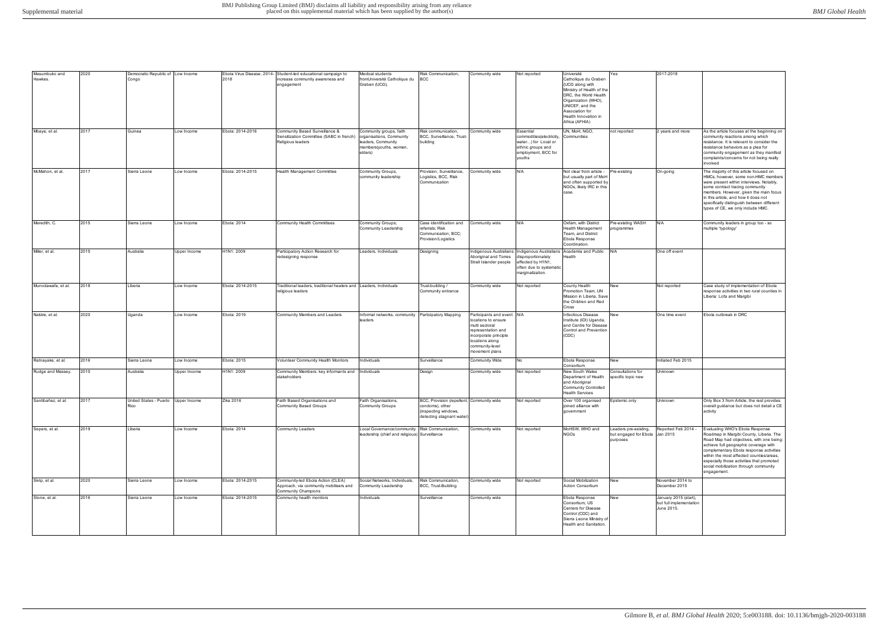| Masumbuko and Hawkes. | 2020 | Democratic Republic of Congo | Low Income | Ebola Virus Disease, 2014-2018 | Student-led educational campaign to increase community awareness and engagement | Medical students fromUniversité Catholique du Graben (UCG), | Risk Communication, BCC | Community wide | Not reported | Université Catholique du Graben (UCG along with Ministry of Health of the DRC, the World Health Organization (WHO), UNICEF, and the Association for Health Innovation in Africa (AFHIA) | Yes | 2017-2018 | |
|---|---|---|---|---|---|---|---|---|---|---|---|---|---|
| Mbaye, et al. | 2017 | Guinea | Low Income | Ebola: 2014-2016 | Community Based Surveillance & Sensitization Committee (SABC in french) Religious leaders | Community groups, faith organisations, Community leaders, Community members(youths, women, elders) | Risk communication, BCC, Surveillance, Trust-building | Community wide | Essential commodities(electricity, water...) for Local or ethnic groups and employment, BCC for youths | UN, MoH, NGO, Communities | not reported | 2 years and more | As the article focuses at the beginning on community reactions among which resistance. It is relevant to consider the resistance behaviors as a plea for community engagement as they manifest complaints/concerns for not being really involved |
| McMahon, et al. | 2017 | Sierra Leone | Low Income | Ebola: 2014-2015 | Health Management Committee | Community Groups, community leadership | Provision, Surveillance, Logistics, BCC, Risk Communication | Community wide | N/A | Not clear from article - but usually part of MoH and often supported by NGOs, likely IRC in this case. | Pre-existing | On-going | The majority of this article focused on HMCs, however, some non-HMC members were present within interviews. Notably, some contract tracing community members. However, given the main focus in this article, and how it does not specifically distinguish between different types of CE, we only include HMC. |
| Meredith, C. | 2015 | Sierra Leone | Low Income | Ebola: 2014 | Community Health Committees | Community Groups; Community Leadership | Case identification and referrals; Risk Communication; BCC; Provision/Logistics | Community wide | N/A | Oxfam, with District Health Management Team, and District Ebola Response Coordination. | Pre-existing WASH programmes | N/A | Community leaders in group too - so multiple 'typology' |
| Miller, et al. | 2015 | Australia | Upper Income | H1N1: 2009 | Participatory Action Research for redesigning response | Leaders, Individuals | Designing | Indigenous Australians: Aboriginal and Torres Strait Islander people | Indigenous Australians disproportionately affected by H1N1, often due to systematic marginalization. | Academia and Public Health | N/A | One off event | |
| Munodawafa, et al. | 2018 | Liberia | Low Income | Ebola: 2014-2015 | Traditional leaders, traditional healers and religious leaders | Leaders, Individuals | Trust-building / Community entrance | Community wide | Not reported | County Health Promotion Team, UN Mission in Liberia, Save the Children and Red Cross | New | Not reported | Case study of implementation of Ebola response activities in two rural counties in Liberia: Lofa and Margibi |
| Nakiire, et al. | 2020 | Uganda | Low Income | Ebola: 2019 | Community Members and Leaders | Informal networks, community leaders | Participatory Mapping | Participants and event locations to ensure multi sectoral representation and incorporate principle locations along community-level movement plans | N/A | Infectious Disease Institute (IDI) Uganda, and Centre for Disease Control and Prevention (CDC) | New | One time event | Ebola outbreak in DRC |
| Ratnayake, et al. | 2016 | Sierra Leone | Low Income | Ebola: 2015 | Volunteer Community Health Monitors | Individuals | Surveillance | Community Wide | No | Ebola Response Consortium | New | Initiated Feb 2015 | |
| Rudge and Massey. | 2010 | Australia | Upper Income | H1N1: 2009 | Community Members: key informants and stakeholders | Individuals | Design | Community wide | Not reported | New South Wales Department of Health and Aboriginal Community Controlled Health Services | Consultations for specific topic new | Unknown | |
| Santibañez, et al. | 2017 | United States - Puerto Rico | Upper Income | Zika 2016 | Faith Based Organisations and Community Based Groups | Faith Organisations, Community Groups | BCC, Provision (repellent, condoms), other (inspecting windows, detecting stagnant water) | Community wide | Not reported | Over 100 organised joined alliance with government | Epidemic only | Unknown | Only Box 3 from Article, the rest provides overall guidance but does not detail a CE activity |
| Sepers, et al. | 2019 | Liberia | Low Income | Ebola: 2014 | Community Leaders | Local Governance/community leadership (chief and religious) | Risk Communication, Surveillance | Community wide | Not reported | MoHSW, WHO and NGOs | Leaders pre-existing, but engaged for Ebola purposes | Reported Feb 2014 - Jan 2015 | Evaluating WHO's Ebola Response Roadmap in Margibi County, Liberia. The Road Map had objectives, with one being: achieve full geographic coverage with complementary Ebola response activities within the most affected counties/areas, especially those activities that promoted social mobilization through community engagement. |
| Skrip, et al. | 2020 | Sierra Leone | Low Income | Ebola: 2014-2015 | Community-led Ebola Action (CLEA) Approach, via community mobilisers and Community Champions | Social Networks, Individuals, Community Leadership | Risk Communication, BCC, Trust-Building | Community wide | Not reported | Social Mobilization Action Consortium | New | November 2014 to December 2015 | |
| Stone, et al. | 2016 | Sierra Leone | Low Income | Ebola: 2014-2015 | Community health monitors | Individuals | Surveillance | Community wide | | Ebola Response Consortium, US Centers for Disease Control (CDC) and Sierra Leone Ministry of Health and Sanitation. | New | January 2015 (start), but full implementation June 2015. | |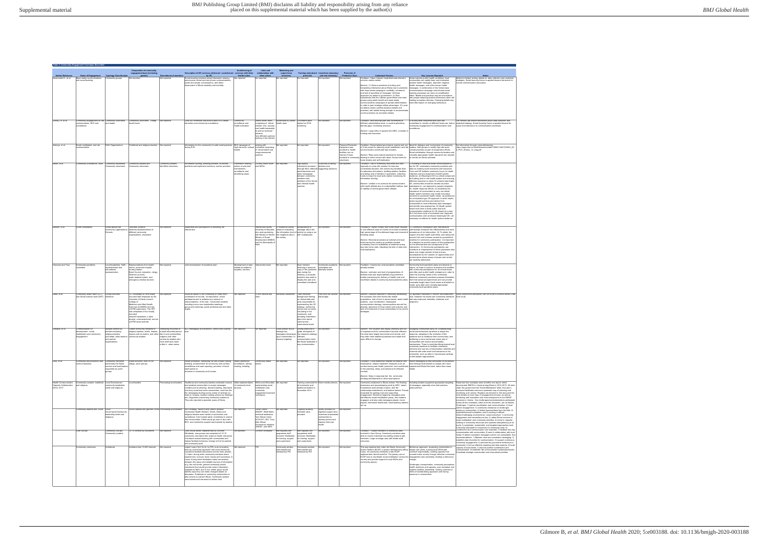**Table 2: Community Engagement Technique Described**

| Author/Reference | Name of Engagement | Typology Classification | Composition of community engagement team (including gender) | Recruitment of members | Description of CE/ services delivered / role of community by CE | Coordinating of CE services with other health services | Links and relationships with other actors | Monitoring and supervision structures | Training and job aid provision | Incentives (monetary and non-monetary) | Provision of Protective Gear | Contextual Factors | Key Lessons Reported | Notes |
|---|---|---|---|---|---|---|---|---|---|---|---|---|---|---|
| Abramowitz E., et al | Mass media communications and social learning | Community groups | Not reported | Not reported | Social learning around verbal information sharing, peer-to-peer verbal and text phone communications; public and private conversations; and direct observation of Ebola morbidity and mortality. | Not reported | Not reported | Not reported | Not reported | Not reported | Not reported | Facilitator: Urban Liberian neighborhoods shared a common media market. | | |
| | Community engagement for risk communication, BCC and surveillance | Community volunteers and leader | Community volunteers, village health team | Not reported | | Community surveillance and health education | | | | Not reported | Not reported | | | |
| Adongo, et al | Social mobilization and risk communication | Faith Organisations | Traditional and religious leaders | Not reported | Information for the community for safe burial practices during EVD | | | Not reported | Not reported | Not reported | | | | |
| | Community Surveillance team | Community leadership, Community volunteers | Community leaders and Community volunteers | Community leaders identified volunteers | | | | Not reported | | | Not reported | | | |
| | Social Mobilisation | Social groups and community organizations, schools | | Not reported | | | | | | Not reported | Not reported | | | |
| Chandra and Tsuy | Community pandemic committee | Local leadership, Faith representative and educational representative | Representatives from health center, provincial hospital, nursing station, Band Council, education, clergy, Elders | Not reported | Joint development of pandemic plan | | Intervention team | Not reported | | | Not reported | | | |
| | Community alert team (CAT) and Social science team (SST) | | | Not reported | | Not reported | | | | | | | | |
| Gillespie, et al | Communication for development: social mobilization and community engagement | Multiple community partners including religious leaders, journalists, radio stations, and partner organizations | | | | Not reported | Not reported | | | Not reported | | | | |
| | Community led prevention and control measures | Community members particularly the Ebola survivor and local leaders supported by youth groups | Local survivors, elder of the village, youth groups | Not reported | | | | Not reported | Not reported | Not reported | Not reported | | | |
| Health Communication Capacity Collaborative (HC3), 2017 | Community Leaders: traditional and religious | Local Governance/community leadership (chief and religious) | Local leaders | Pre-existing local leaders | | | | Not reported | | | Not reported | | | |
| | | | | | | Not reported | | Not reported | | | Not reported | | | |
| | Care Groups | Community Groups, Community Leaders | | Not reported | | Not reported | | | | Not reported | Not reported | | | |
| | Community volunteers | Individuals | Individual (but 15,000 trained) | Not reported | | Not reported | | | | | Not reported | | | |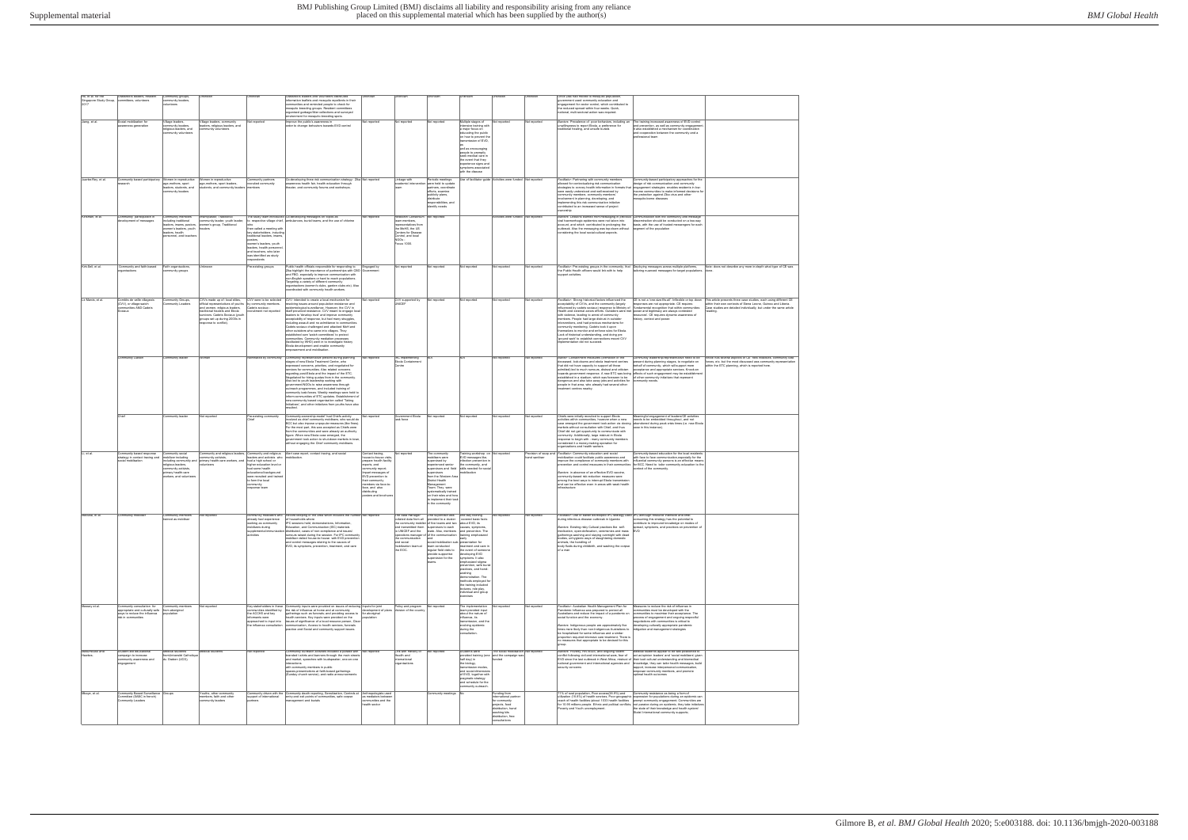| | | | | | | | | | | | | | |
|---|---|---|---|---|---|---|---|---|---|---|---|---|---|
| Pie, et al. for the Singapore Study Group, 2017 | Grassroots leaders, resident committees, volunteers | Community groups, community leaders, volunteers | Unknown | Unknown | Grassroots leaders and volunteers distributed information leaflets and mosquito repellants in their communities and reminded people to check for mosquito breeding grounds. Resident committees organised garbage/litter collections and surveyed environment for mosquito breeding spots. | Unknown | Unknown | Unknown | Unknown | Unknown | Unknown | Zika was not found to impact population; government used community education and engagement for vector control, which contributed to the reduced spread within four weeks. Quick, outbreak, multi-sectoral action was required. | |
| Jiang, et al. | Social mobilisation for awareness generation | Village leaders, community leaders, religious leaders, and community volunteers | Village leaders, community leaders, religious leaders and community volunteers | Not reported | Improve the public's awareness in order to change behaviors towards EVD control | Not reported | Not reported | Not reported | Multiple stages of intensive training with a major focus on educating the public on how to prevent the transmission of EVD, as well as encouraging people to promptly seek medical care in the event that they experience signs and symptoms associated with the disease | Not reported | Not reported | Barriers: Prevalence of poor behaviors, including an unwillingness to report Ebola, a preference for traditional healing, and unsafe burials | The training increased awareness of EVD control and prevention, as well as community engagement. It also established a mechanism for coordination and cooperation between the community and a professional team |
| Juarbe-Rey, et al. | Community based participatory research | Women in reproductive age, mothers, sport leaders, students, and community leaders | Women in reproductive age, mothers, sport leaders, students, and community leaders members | Community partners recruited community members | Co-developing three risk communication strategy: Zika awareness health fair, health education through theater, and community forums and workshops. | Not reported | Linkage with academic intervention team | Periodic meetings were held to update partners, examine efforts, examine partially plans, distribute responsibilities, and identify needs | Use of facilitator guide | Activities were funded | Not reported | Facilitator: Partnering with community members allowed for communicating risk communication strategies to convey health information in formats that were easily understood and well-received by community members. Community members' involvement in planning, developing, and implementing this risk communication initiative contributed to an increased sense of project ownership. | Community-based participatory approaches for the design of risk communication and community engagement strategies enables residents in low-income communities to make informed decisions for the protection against Zika virus and other mosquito-borne diseases |
| Kinsman, et al. | Community participation in development of messages | Community members including traditional leaders, imams, pastors, women's leaders, youth leaders, health personnel, and teachers | Stakeholders, Traditional community leader, youth leader, women's group, Traditional leaders | The study team introduced to respective village chief, who then called a meeting with key stakeholders, including traditional leaders, imams, pastors, women's leaders, youth leaders, health personnel and teachers, who later was identified as study respondents. | Co-developing messages on topics as ambulances, burial teams, and the use of chlorine | Not reported | Research Consortium state members: representatives from the MoHS, the US Centers for Disease Control, and local NGOs. Focus: 1000. | Not reported | | Activities were funded | Not reported | Barriers: Lessons learned from messaging in previous viral haemorrhagic epidemics were not taken into account, and which contributed to prolonging the outbreak. Also the messaging was top-down without considering the local social-cultural aspects. | Communication with the community and message dissemination should be conducted on a two-way basis, with the use of trusted messengers for each segment of the population |
| Kirk Bell, et al. | Community and faith-based organisations | Faith organisations, community groups | Unknown | Pre-existing groups | Public health officials responsible for responding to Zika highlight the importance of partnerships with CBO and FBO, especially to improve communication with non-English speakers or hard to reach populations. Targeting a variety of different community organisations (women's clubs, garden clubs etc). Also coordinated with community health workers. | Engaged by Government | Not reported | Not reported | Not reported | Not reported | Not reported | Facilitator: Pre-existing groups in the community, that the Public Health officers would link with to help support activities | Deploying messages across multiple platforms, tailoring nuanced messages for target populations | Note: does not describe any more in-depth what type of CE was done. |
| Le Marcis, et al. | Comités de veille villageois (CVV), or village watch committees AND Cadets Bassoro | Community Groups, Community Leaders | CVVs made up of: local elites, official representatives of youths and women, religious leaders, traditional healers and Ebola survivors. Cadets Bassoro (youth groups set up during 2000s in response to conflict). | CVV were to be selected by community members, Cadets in some ... recruitment not reported | CVV: intended to create a local mechanism for resolving issues around population resistance and epidemiological surveillance. However, the CVV in itself provoked resistance. CVV meant to engage local leaders to develop local and improve community acceptability of response, but had many outcomes including assault and no admittance to communities. Cadets resisted challenged and attacked MoH and other outsiders who came into villages. They established own 'watch committees' to protect communities. Community mediation processes (facilitated by WHO) were in to investigate history. Ebola development and enable community empowerment and mobilisation. | Not reported | CVV supported by ANSSP | Not reported | Not reported | Not reported | Not reported | Facilitator: Strong historical factors influenced the acceptability of CVVs and the community (largely influenced by insider outsider) response to Ministry of Health and external actors efforts. Outsiders were met with violence leading to arrest of community members. People had large distrust in outsider interventions, and had previous mechanisms for community monitoring. Outsiders took it upon themselves to monitor and enforce rules for Ebola. Lack of historical understanding, and doing pre-'ground work' to establish connections meant CVV implementation did not succeed. | CE is not a 'one size fits all'. Inflexible or top down responses are not appropriate. CE requires fundamental recognition that within communities power and legitimacy are always contested resources. CE must place dynamic awareness of history, context and power. | This article presents three case studies, each using different CE within three contexts of Sierra Leone, Guinea and Liberia. Case studies are detailed individually, but under the same article heading. |
| | Community Liaison | Community leader | Unclear | Nominated by community | Community representatives present during planning stages of new Ebola Treatment Centre; after expressed concerns, priorities, and negotiated for services for communities. Also related concerns regarding post-Ebola and the impact of the ETC. Negotiated for hiring of people in the community. Also led to youth leadership working with government/NGOs to raise awareness through outreach programmes, and included training of community task forces. Weekly meetings were held to inform communities of ETC updates. Establishment of new community based organisation called 'Taking Initiatives', and other initiatives from youths have also resulted. | Not reported | RC representing Ebola Containment Center | N/A | N/A | Not reported | Not reported | Barrier: Containment measures (contradict to the deceased, lack of information and about treatment centres that did not have capacity to support all those admitted) led to much rumours, distrust and criticism towards government response. A new ETC was being established in a stadium, which was foreseen to be dangerous and also took away jobs and activities for people in that area, who already had several other treatment centres nearby. | Community leadership/representatives need to be present during planning stages, to negotiate on behalf of community, which will support more acceptance and appropriate services. Knock on effects of such engagement may be establishment of other community initiatives that represent community needs. | Article not several aspects of CE - here relevant, community task forces, etc. but the most discussed was community representation within the ETC planning, which is reported here. |
| | Chief | Community leader | Not reported | Pre-existing community Chief | Community ownership model: local Chiefs actively involved as chief community mobilisers; also would do ECC but also impose unpopular measures (like fines). For the most part, this was accepted as Chiefs were from the communities and were already an authority figure. When new Ebola case emerged, the government took action to shut down markets in town without engaging the Chief community mobilisers. | Not reported | Government Ebola task force | Not reported | Not reported | Not reported | Not reported | Chiefs were initially involved to support Ebola activities within communities; however when a new case emerged the government took action via closing markets without consultation with Chief, and thus Chief did not get opportunity to communicate with community. Additionally, large mistrust in Ebola response to begin with - many community members considered it a money-making operation for organisations and health workers. | Meaningful engagement of trusted CE activities needs to be embedded throughout, and not abandoned during peak crisis times (i.e. new Ebola case in this instance) | |
| Li, et al. | Community based response strategy in contact tracing and social mobilisation | Community social mobiliser including community and primary health care workers, religious leaders, community activists, primary health care workers, and volunteers | Community and religious leaders, community activists, primary health care workers, and volunteers | Community and religious leaders and activists who had a high school or higher educational level in that same health education/changes ed were recruited and trained to form the local community response team | Door-case report, contact tracing, and social mobilisation. | Contact tracing house-to-house visits prepare health facility reports, and community report. Insert messages of EVD prevention to their community members by face-to-face, and also distributing posters and brochures | Not reported | The community mobilisers were supervised by experienced senior supervisors and field supervisors from the Western Area District Health Management Team. They were systematically trained on their roles and how to implement their task in the community. | Training workshop on EVD messages like infection prevention to the community, and skills needed for social mobilisation | Not reported | Provision of soap and food sanitiser | Facilitator: Community education and social mobilisation could facilitate public awareness and improve the compliance of community members with prevention and control measures in their communities. Barriers: In absence of an effective EVD vaccine, community-based risk reduction measures were among the best ways to interrupt Ebola transmission and can be effective even in areas with weak health infrastructure | Community-based education for the local residents with face-to-face communication especially for the influential community persons is an effective means for EVD. Need to 'tailor' community education to the context of the community. | |
| Mbonye, et al. | Community mobiliser | Community members trained as mobiliser | Not reported | Community mobilisers who already had experience working as community mobilisers during supplemental/immunisation activities | House-keeping in the area which includes the number of households whose IPC sessions held, demonstrations, Information, Education, and Communication (IEC) materials distributed, cases of non-compliance and issued rumours raised during the session. The IPC community mobiliser visited house-to-house with EVD prevention and control messages relating to the causes of EVD, its symptoms, prevention, treatment, and care. | Not reported | The data manager collated data from all the community mobiliser and transmitted them to UNICEF and the operations manager of the communication and social mobilisation team at the EOC. | The supervisors also provided to a district of five teams and supervised to each state. Also members of the communication team conducted regular field visits to provide supportive supervision for the teams. | One-day training - covered basic facts about EVD, its causes, symptoms, and prevention. The training emphasised early presentation for treatment and care in the event of someone developing EVD symptoms. It also emphasised stigma prevention, safe burial practices, and hand washing demonstration. The methods employed for the training included lectures, role play, individual and group exercises | Not reported | Not reported | Facilitator: Use of lessons developed in IPC strategy used during infectious disease outbreak in Uganda. Barriers: Existing risky Cultural practices like: self-medication, open defecation, ceremonies and mass gatherings washing and staying overnight with dead bodies, unhygienic ways of slaughtering domestic animals, the handling of body fluids during childbirth, and washing the corpse of a man. | IPC although resource intensive and time-consuming this strategy has the potential to contribute to improved knowledge on modes of spread, symptoms, and practices on prevention of EVD | |
| Massey, et al. | Community consultation for appropriate and culturally safe ways to reduce the influenza risk in communities | Community members from aboriginal population | Not reported | Key stakeholders in these communities identified by the ACCHS and key informants were approached to input into the influenza consultation | Community inputs were provided on issues of reducing the risk of influenza at home and at community gatherings such as funerals and prevailing access to health services. Key inputs were provided on the issues of significance of a local resource person, Clear communication, Access to health services, funerals, parties and Social and community support issues. | Inputs for joint development of plans for aboriginal population | Policy and program Member of the country | Not reported | The implementation team provided input about the nature of influenza, its transmission, and the existing epidemic during the consultation. | Not reported | Not reported | Facilitator: Australian Health Management Plan for Pandemic Influenza was prepared to protect all Australians and reduce the impact of a pandemic on social function and the economy. Barriers: Indigenous people are approximately five times more likely than non-Indigenous Australians to be hospitalised for active influenza and a similar proportion required intensive care treatment. There is no measures that appropriate to be devised for this group. | Measures to reduce the risk of influenza in communities must be developed with the communities to maximise their acceptance. The process of engagement and ongoing respectful negotiations with communities is critical to developing culturally appropriate pandemic mitigation and management strategies | |
| Mbunyako and Hawkes | Student-led educational campaign to increase community awareness and engagement | Medical students from Université Catholique du Graben (UCG) | Medical students | Not reported | Community outreach activities included a podcast with branded t-shirts and banners through the main streets and market, speeches with loudspeaker, one-on-one interactions with community members in public spaces presentations at faith-based gatherings (Sunday church service), and radio announcements | Not reported | UCG and Ministry of Health and international organisations | Not reported | Students were provided training (one half day) in the biology, transmission modes, and social dimensions of EVD, together with pragmatic strategy and schedule for the community outreach | The social mobilisation and the campaign was funded | Not reported | Barriers: Poverty, HIV-AIDS, and ongoing violent conflict following civil and international wars, fear of EVD since the last outbreak in West Africa, mistrust of national government and international agencies and security concerns | Medical students appear to be well positioned to act as opinion leaders' and 'social mobilisers' given their own cultural understanding and biomedical knowledge, they can tailor health messages, build rapport, increase interpersonal communication, empower community members, and promote optimal health outcomes | |
| Mbaye, et al. | Community Based Surveillance Committee (SBC in french) Community Leaders | Groups | Youths, other community members, faith and other community leaders | Community chose with the support of international partners | Community death reporting, Sensitization, Controls at entry and exit points of communities, safe corpse management and burials | Anthropologists used as mediators between communities and the health sector | | Community meetings | No | Funding from international partner for community projects, food distribution, hand washing kits distribution, bus consultations | | 71% of total population. Poor access (39.8%) and utilization (18.8%) of health services. Poor geographic reach of health facilities (about 1100 health facilities for 12.66 million people). Ethnic and political conflicts, Poverty and Youth unemployment. | Community resistance as being a form of expression for populations during an epidemic can prompt community engagement. Communities are not passive during an epidemic, they take initiatives, the waste of their knowledge and health system (State) international community supports. |